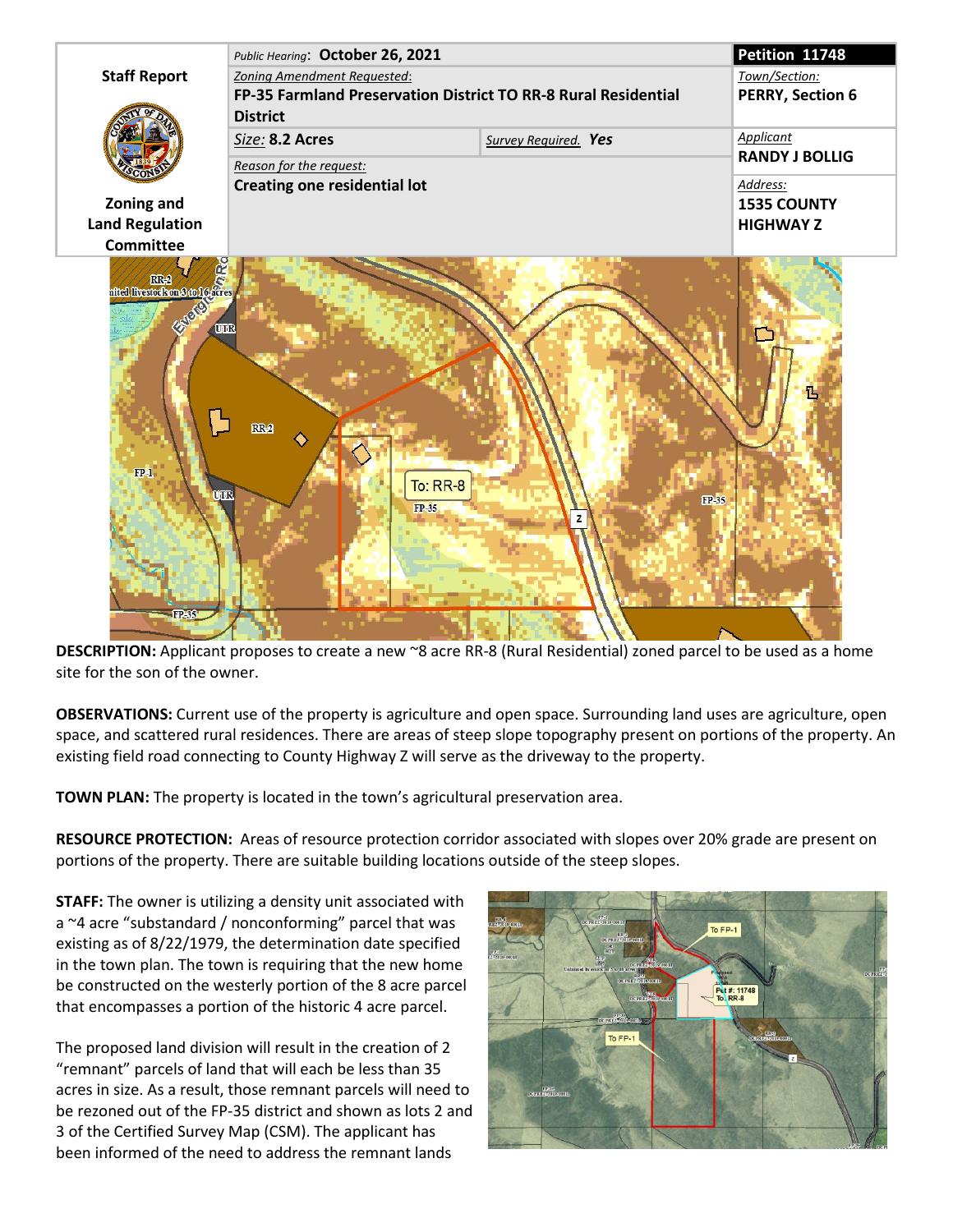| Staff Report | Public Hearing: **October 26, 2021** | | **Petition 11748** |
|---|---|---|---|
| | Zoning Amendment Requested: **FP-35 Farmland Preservation District TO RR-8 Rural Residential District** | | Town/Section: **PERRY, Section 6** |
| | Size: **8.2 Acres** | Survey Required. **Yes** | Applicant **RANDY J BOLLIG** |
| **Zoning and Land Regulation Committee** | Reason for the request: **Creating one residential lot** | | Address: **1535 COUNTY HIGHWAY Z** |

**DESCRIPTION:** Applicant proposes to create a new ~8 acre RR-8 (Rural Residential) zoned parcel to be used as a home site for the son of the owner.

**OBSERVATIONS:** Current use of the property is agriculture and open space. Surrounding land uses are agriculture, open space, and scattered rural residences. There are areas of steep slope topography present on portions of the property. An existing field road connecting to County Highway Z will serve as the driveway to the property.

**TOWN PLAN:** The property is located in the town's agricultural preservation area.

**RESOURCE PROTECTION:** Areas of resource protection corridor associated with slopes over 20% grade are present on portions of the property. There are suitable building locations outside of the steep slopes.

**STAFF:** The owner is utilizing a density unit associated with a ~4 acre "substandard / nonconforming" parcel that was existing as of 8/22/1979, the determination date specified in the town plan. The town is requiring that the new home be constructed on the westerly portion of the 8 acre parcel that encompasses a portion of the historic 4 acre parcel.

The proposed land division will result in the creation of 2 "remnant" parcels of land that will each be less than 35 acres in size. As a result, those remnant parcels will need to be rezoned out of the FP-35 district and shown as lots 2 and 3 of the Certified Survey Map (CSM). The applicant has been informed of the need to address the remnant lands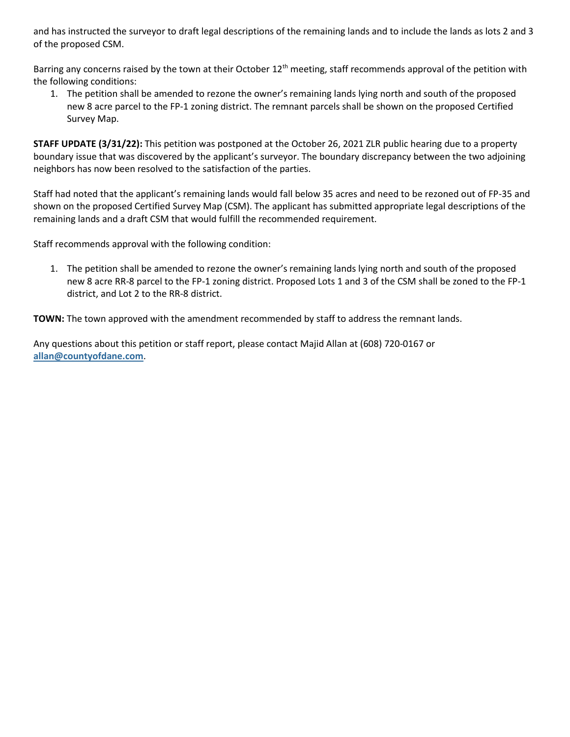and has instructed the surveyor to draft legal descriptions of the remaining lands and to include the lands as lots 2 and 3 of the proposed CSM.

Barring any concerns raised by the town at their October 12th meeting, staff recommends approval of the petition with the following conditions:

1. The petition shall be amended to rezone the owner's remaining lands lying north and south of the proposed new 8 acre parcel to the FP-1 zoning district. The remnant parcels shall be shown on the proposed Certified Survey Map.

**STAFF UPDATE (3/31/22):** This petition was postponed at the October 26, 2021 ZLR public hearing due to a property boundary issue that was discovered by the applicant's surveyor. The boundary discrepancy between the two adjoining neighbors has now been resolved to the satisfaction of the parties.

Staff had noted that the applicant's remaining lands would fall below 35 acres and need to be rezoned out of FP-35 and shown on the proposed Certified Survey Map (CSM). The applicant has submitted appropriate legal descriptions of the remaining lands and a draft CSM that would fulfill the recommended requirement.

Staff recommends approval with the following condition:

1. The petition shall be amended to rezone the owner's remaining lands lying north and south of the proposed new 8 acre RR-8 parcel to the FP-1 zoning district. Proposed Lots 1 and 3 of the CSM shall be zoned to the FP-1 district, and Lot 2 to the RR-8 district.

**TOWN:** The town approved with the amendment recommended by staff to address the remnant lands.

Any questions about this petition or staff report, please contact Majid Allan at (608) 720-0167 or **allan@countyofdane.com**.